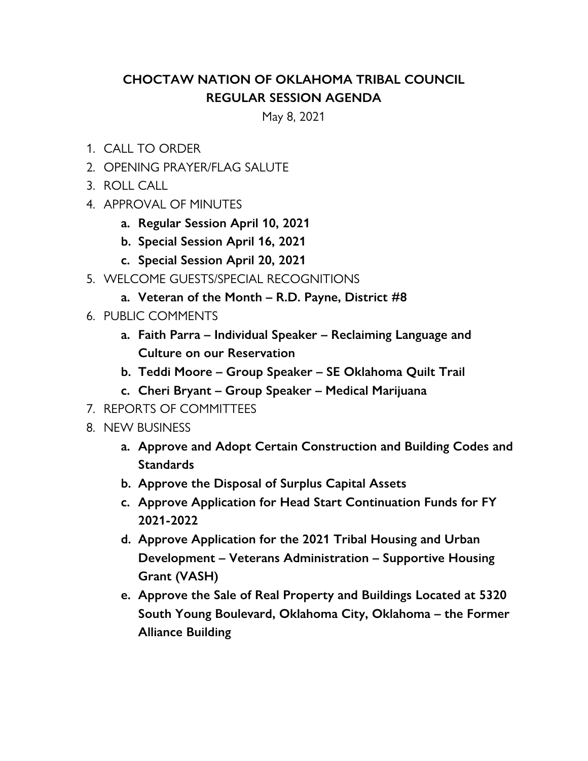# CHOCTAW NATION OF OKLAHOMA TRIBAL COUNCIL
## REGULAR SESSION AGENDA

May 8, 2021

1. CALL TO ORDER
2. OPENING PRAYER/FLAG SALUTE
3. ROLL CALL
4. APPROVAL OF MINUTES
   - a. **Regular Session April 10, 2021**
   - b. **Special Session April 16, 2021**
   - c. **Special Session April 20, 2021**
5. WELCOME GUESTS/SPECIAL RECOGNITIONS
   - a. **Veteran of the Month – R.D. Payne, District #8**
6. PUBLIC COMMENTS
   - a. **Faith Parra – Individual Speaker – Reclaiming Language and Culture on our Reservation**
   - b. **Teddi Moore – Group Speaker – SE Oklahoma Quilt Trail**
   - c. **Cheri Bryant – Group Speaker – Medical Marijuana**
7. REPORTS OF COMMITTEES
8. NEW BUSINESS
   - a. **Approve and Adopt Certain Construction and Building Codes and Standards**
   - b. **Approve the Disposal of Surplus Capital Assets**
   - c. **Approve Application for Head Start Continuation Funds for FY 2021-2022**
   - d. **Approve Application for the 2021 Tribal Housing and Urban Development – Veterans Administration – Supportive Housing Grant (VASH)**
   - e. **Approve the Sale of Real Property and Buildings Located at 5320 South Young Boulevard, Oklahoma City, Oklahoma – the Former Alliance Building**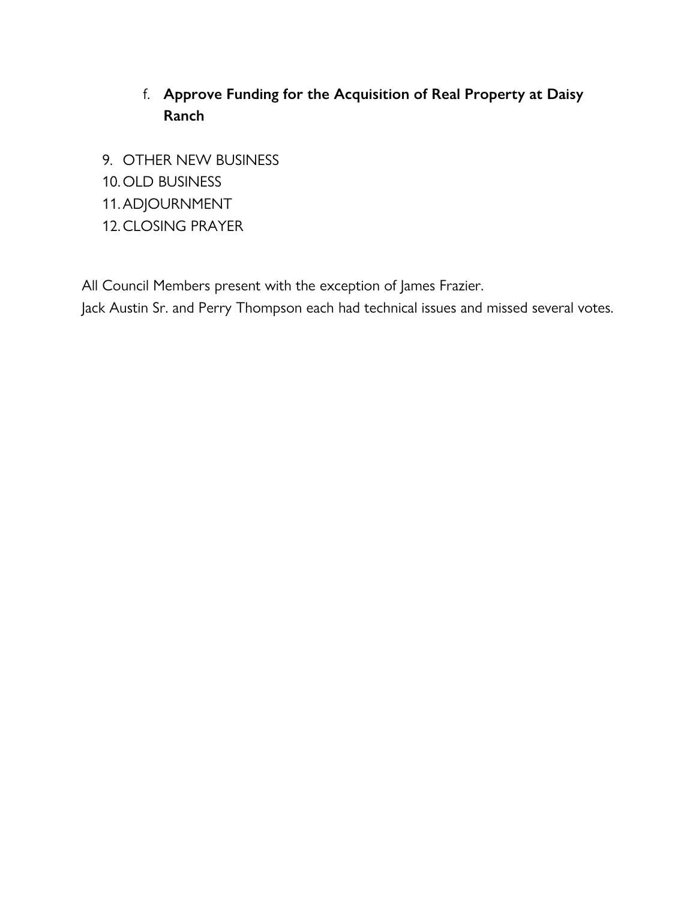f. **Approve Funding for the Acquisition of Real Property at Daisy Ranch**

9. OTHER NEW BUSINESS
10. OLD BUSINESS
11. ADJOURNMENT
12. CLOSING PRAYER

All Council Members present with the exception of James Frazier.
Jack Austin Sr. and Perry Thompson each had technical issues and missed several votes.